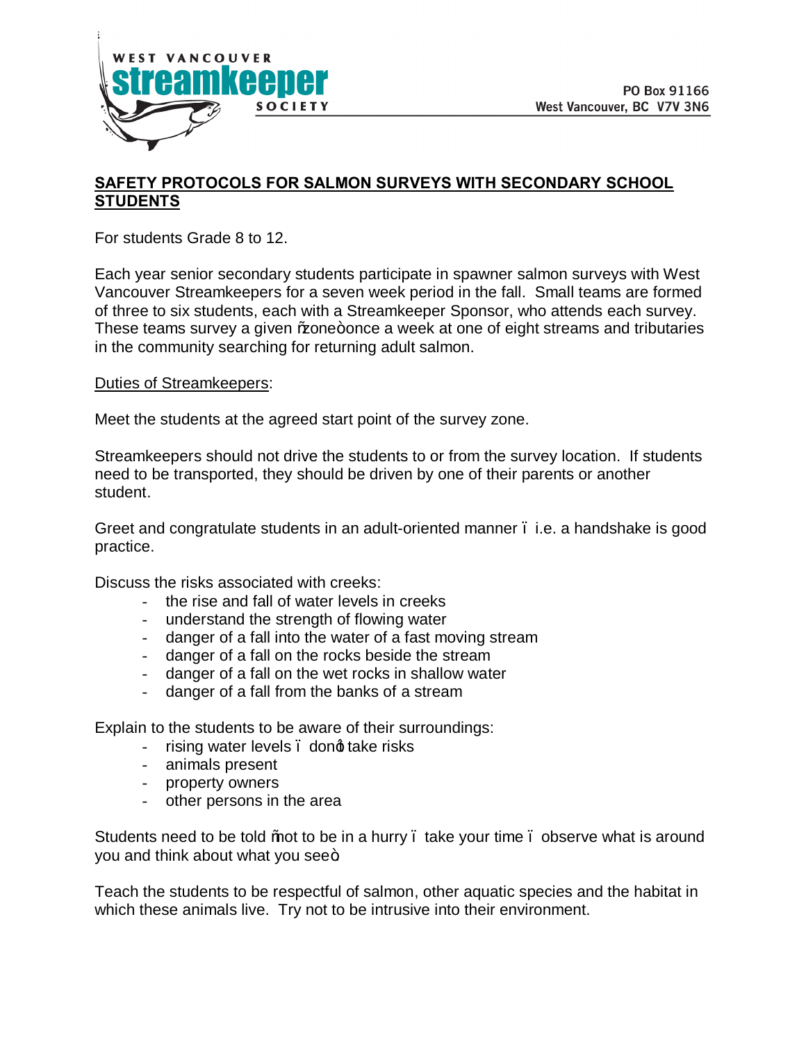WEST VANCOUVER
streamkeeper
SOCIETY

PO Box 91166
West Vancouver, BC V7V 3N6

## **SAFETY PROTOCOLS FOR SALMON SURVEYS WITH SECONDARY SCHOOL STUDENTS**

For students Grade 8 to 12.

Each year senior secondary students participate in spawner salmon surveys with West Vancouver Streamkeepers for a seven week period in the fall. Small teams are formed of three to six students, each with a Streamkeeper Sponsor, who attends each survey. These teams survey a given "zone" once a week at one of eight streams and tributaries in the community searching for returning adult salmon.

Duties of Streamkeepers:

Meet the students at the agreed start point of the survey zone.

Streamkeepers should not drive the students to or from the survey location. If students need to be transported, they should be driven by one of their parents or another student.

Greet and congratulate students in an adult-oriented manner – i.e. a handshake is good practice.

Discuss the risks associated with creeks:

- the rise and fall of water levels in creeks
- understand the strength of flowing water
- danger of a fall into the water of a fast moving stream
- danger of a fall on the rocks beside the stream
- danger of a fall on the wet rocks in shallow water
- danger of a fall from the banks of a stream

Explain to the students to be aware of their surroundings:

- rising water levels – don't take risks
- animals present
- property owners
- other persons in the area

Students need to be told "not to be in a hurry – take your time – observe what is around you and think about what you see".

Teach the students to be respectful of salmon, other aquatic species and the habitat in which these animals live. Try not to be intrusive into their environment.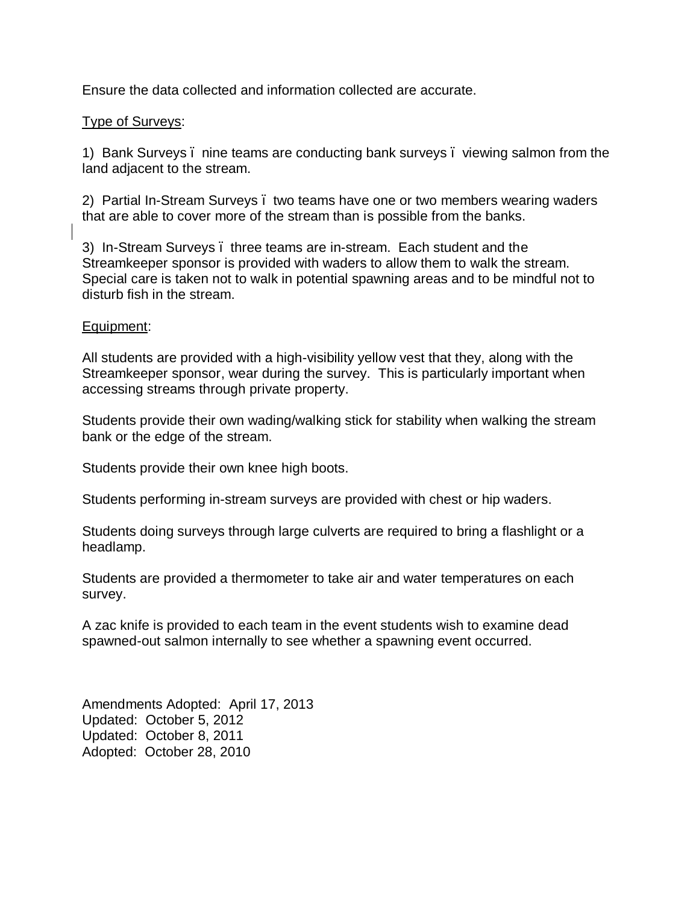Ensure the data collected and information collected are accurate.

<u>Type of Surveys</u>:

1) Bank Surveys – nine teams are conducting bank surveys – viewing salmon from the land adjacent to the stream.

2) Partial In-Stream Surveys – two teams have one or two members wearing waders that are able to cover more of the stream than is possible from the banks.

3) In-Stream Surveys – three teams are in-stream. Each student and the Streamkeeper sponsor is provided with waders to allow them to walk the stream. Special care is taken not to walk in potential spawning areas and to be mindful not to disturb fish in the stream.

<u>Equipment</u>:

All students are provided with a high-visibility yellow vest that they, along with the Streamkeeper sponsor, wear during the survey. This is particularly important when accessing streams through private property.

Students provide their own wading/walking stick for stability when walking the stream bank or the edge of the stream.

Students provide their own knee high boots.

Students performing in-stream surveys are provided with chest or hip waders.

Students doing surveys through large culverts are required to bring a flashlight or a headlamp.

Students are provided a thermometer to take air and water temperatures on each survey.

A zac knife is provided to each team in the event students wish to examine dead spawned-out salmon internally to see whether a spawning event occurred.

Amendments Adopted: April 17, 2013
Updated: October 5, 2012
Updated: October 8, 2011
Adopted: October 28, 2010